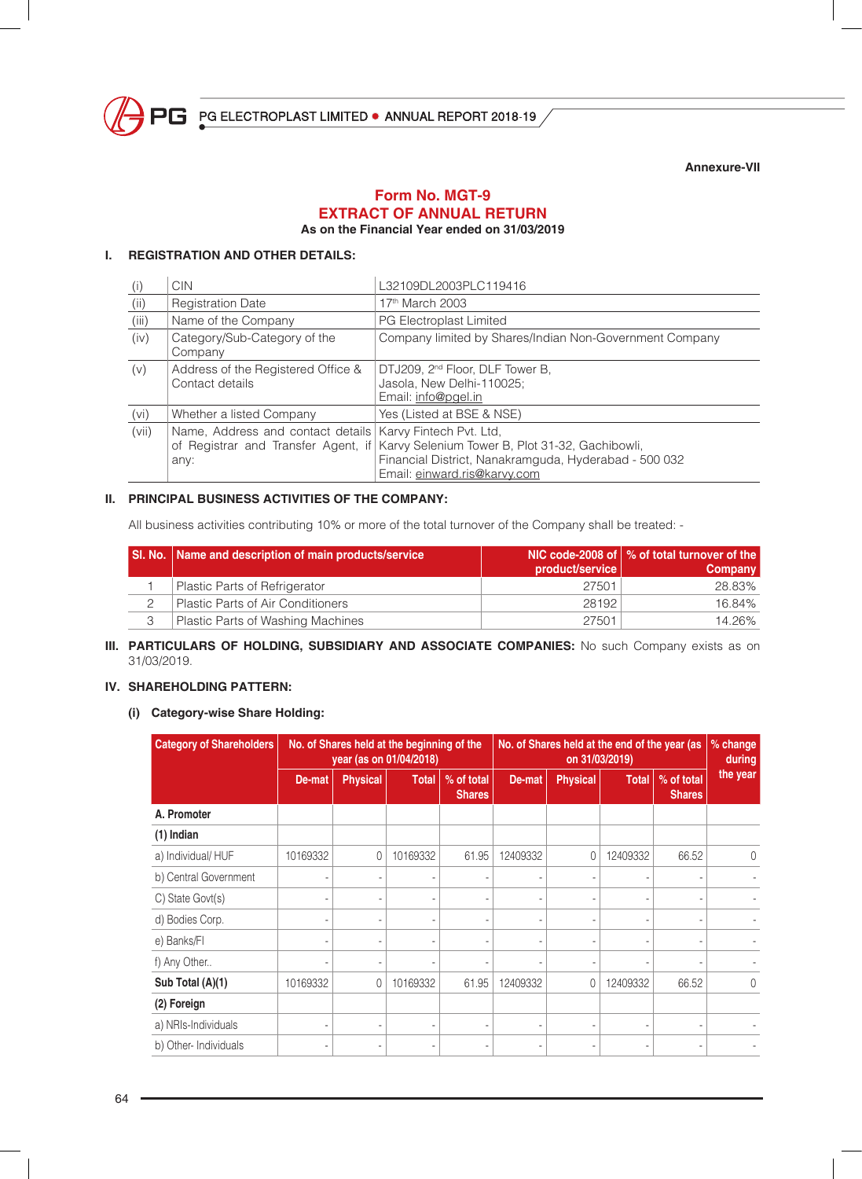Annexure-VII

# Form No. MGT-9
# EXTRACT OF ANNUAL RETURN

**As on the Financial Year ended on 31/03/2019**

## I. REGISTRATION AND OTHER DETAILS:

| | | |
|---|---|---|
| (i) | CIN | L32109DL2003PLC119416 |
| (ii) | Registration Date | 17th March 2003 |
| (iii) | Name of the Company | PG Electroplast Limited |
| (iv) | Category/Sub-Category of the Company | Company limited by Shares/Indian Non-Government Company |
| (v) | Address of the Registered Office & Contact details | DTJ209, 2nd Floor, DLF Tower B, Jasola, New Delhi-110025; Email: info@pgel.in |
| (vi) | Whether a listed Company | Yes (Listed at BSE & NSE) |
| (vii) | Name, Address and contact details of Registrar and Transfer Agent, if any: | Karvy Fintech Pvt. Ltd, Karvy Selenium Tower B, Plot 31-32, Gachibowli, Financial District, Nanakramguda, Hyderabad - 500 032 Email: einward.ris@karvy.com |

## II. PRINCIPAL BUSINESS ACTIVITIES OF THE COMPANY:

All business activities contributing 10% or more of the total turnover of the Company shall be treated: -

| Sl. No. | Name and description of main products/service | NIC code-2008 of product/service | % of total turnover of the Company |
|---|---|---|---|
| 1 | Plastic Parts of Refrigerator | 27501 | 28.83% |
| 2 | Plastic Parts of Air Conditioners | 28192 | 16.84% |
| 3 | Plastic Parts of Washing Machines | 27501 | 14.26% |

## III. PARTICULARS OF HOLDING, SUBSIDIARY AND ASSOCIATE COMPANIES: 

No such Company exists as on 31/03/2019.

## IV. SHAREHOLDING PATTERN:

### (i) Category-wise Share Holding:

| Category of Shareholders | No. of Shares held at the beginning of the year (as on 01/04/2018) | | | | No. of Shares held at the end of the year (as on 31/03/2019) | | | | % change during the year |
|---|---|---|---|---|---|---|---|---|---|
| | De-mat | Physical | Total | % of total Shares | De-mat | Physical | Total | % of total Shares | |
| **A. Promoter** | | | | | | | | | |
| **(1) Indian** | | | | | | | | | |
| a) Individual/ HUF | 10169332 | 0 | 10169332 | 61.95 | 12409332 | 0 | 12409332 | 66.52 | 0 |
| b) Central Government | - | - | - | - | - | - | - | - | - |
| C) State Govt(s) | - | - | - | - | - | - | - | - | - |
| d) Bodies Corp. | - | - | - | - | - | - | - | - | - |
| e) Banks/FI | - | - | - | - | - | - | - | - | - |
| f) Any Other.. | - | - | - | - | - | - | - | - | - |
| **Sub Total (A)(1)** | 10169332 | 0 | 10169332 | 61.95 | 12409332 | 0 | 12409332 | 66.52 | 0 |
| **(2) Foreign** | | | | | | | | | |
| a) NRIs-Individuals | - | - | - | - | - | - | - | - | - |
| b) Other- Individuals | - | - | - | - | - | - | - | - | - |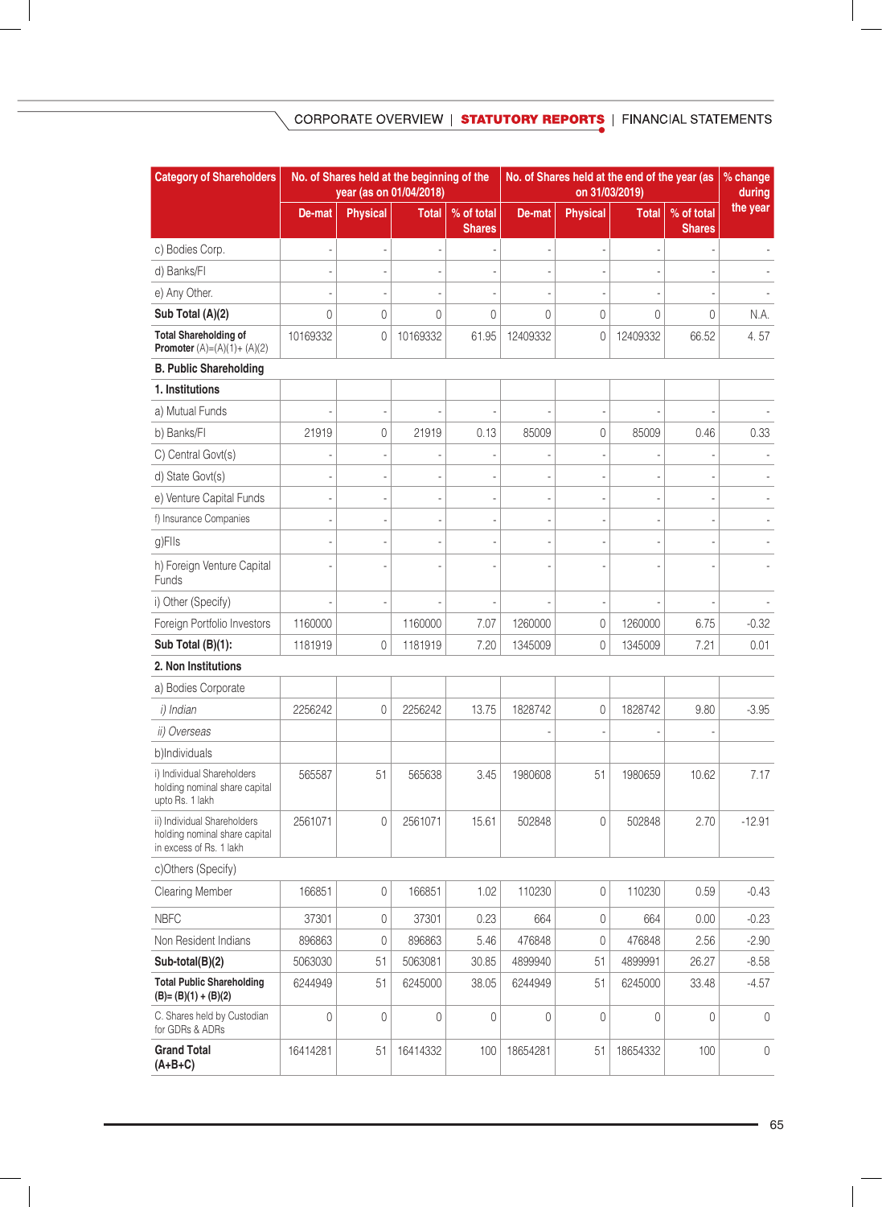| Category of Shareholders | No. of Shares held at the beginning of the year (as on 01/04/2018) | | | | No. of Shares held at the end of the year (as on 31/03/2019) | | | | % change during the year |
|---|---|---|---|---|---|---|---|---|---|
| | De-mat | Physical | Total | % of total Shares | De-mat | Physical | Total | % of total Shares | |
| c) Bodies Corp. | - | - | - | - | - | - | - | - | - |
| d) Banks/FI | - | - | - | - | - | - | - | - | - |
| e) Any Other. | - | - | - | - | - | - | - | - | - |
| **Sub Total (A)(2)** | 0 | 0 | 0 | 0 | 0 | 0 | 0 | 0 | N.A. |
| **Total Shareholding of Promoter** (A)=(A)(1)+ (A)(2) | 10169332 | 0 | 10169332 | 61.95 | 12409332 | 0 | 12409332 | 66.52 | 4. 57 |
| **B. Public Shareholding** | | | | | | | | | |
| **1. Institutions** | | | | | | | | | |
| a) Mutual Funds | - | - | - | - | - | - | - | - | - |
| b) Banks/FI | 21919 | 0 | 21919 | 0.13 | 85009 | 0 | 85009 | 0.46 | 0.33 |
| C) Central Govt(s) | - | - | - | - | - | - | - | - | - |
| d) State Govt(s) | - | - | - | - | - | - | - | - | - |
| e) Venture Capital Funds | - | - | - | - | - | - | - | - | - |
| f) Insurance Companies | - | - | - | - | - | - | - | - | - |
| g)FIIs | - | - | - | - | - | - | - | - | - |
| h) Foreign Venture Capital Funds | - | - | - | - | - | - | - | - | - |
| i) Other (Specify) | - | - | - | - | - | - | - | - | - |
| Foreign Portfolio Investors | 1160000 | | 1160000 | 7.07 | 1260000 | 0 | 1260000 | 6.75 | -0.32 |
| **Sub Total (B)(1):** | 1181919 | 0 | 1181919 | 7.20 | 1345009 | 0 | 1345009 | 7.21 | 0.01 |
| **2. Non Institutions** | | | | | | | | | |
| a) Bodies Corporate | | | | | | | | | |
| *i) Indian* | 2256242 | 0 | 2256242 | 13.75 | 1828742 | 0 | 1828742 | 9.80 | -3.95 |
| *ii) Overseas* | | | | | - | - | - | - | |
| b)Individuals | | | | | | | | | |
| i) Individual Shareholders holding nominal share capital upto Rs. 1 lakh | 565587 | 51 | 565638 | 3.45 | 1980608 | 51 | 1980659 | 10.62 | 7.17 |
| ii) Individual Shareholders holding nominal share capital in excess of Rs. 1 lakh | 2561071 | 0 | 2561071 | 15.61 | 502848 | 0 | 502848 | 2.70 | -12.91 |
| c)Others (Specify) | | | | | | | | | |
| Clearing Member | 166851 | 0 | 166851 | 1.02 | 110230 | 0 | 110230 | 0.59 | -0.43 |
| NBFC | 37301 | 0 | 37301 | 0.23 | 664 | 0 | 664 | 0.00 | -0.23 |
| Non Resident Indians | 896863 | 0 | 896863 | 5.46 | 476848 | 0 | 476848 | 2.56 | -2.90 |
| **Sub-total(B)(2)** | 5063030 | 51 | 5063081 | 30.85 | 4899940 | 51 | 4899991 | 26.27 | -8.58 |
| **Total Public Shareholding (B)= (B)(1) + (B)(2)** | 6244949 | 51 | 6245000 | 38.05 | 6244949 | 51 | 6245000 | 33.48 | -4.57 |
| C. Shares held by Custodian for GDRs & ADRs | 0 | 0 | 0 | 0 | 0 | 0 | 0 | 0 | 0 |
| **Grand Total (A+B+C)** | 16414281 | 51 | 16414332 | 100 | 18654281 | 51 | 18654332 | 100 | 0 |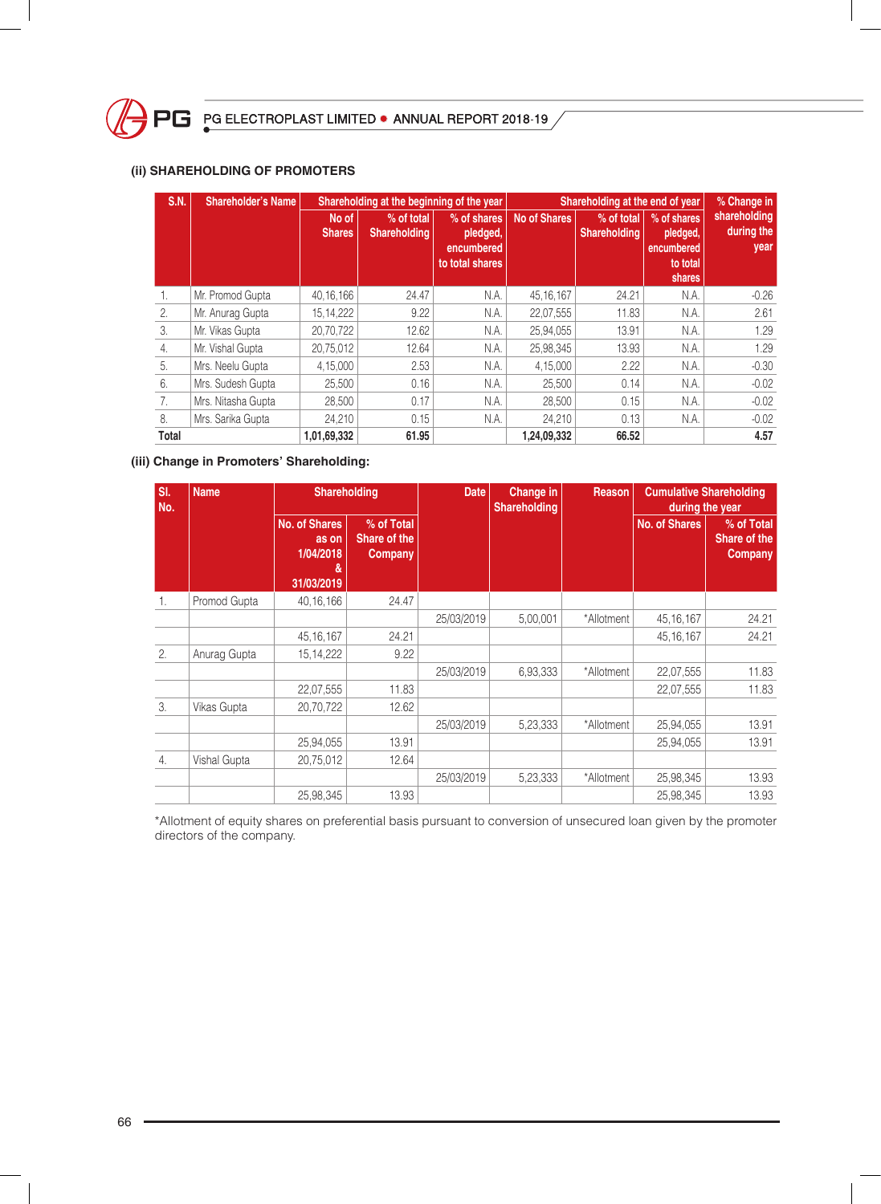### (ii) SHAREHOLDING OF PROMOTERS

| S.N. | Shareholder's Name | Shareholding at the beginning of the year | | | Shareholding at the end of year | | | % Change in shareholding during the year |
|---|---|---|---|---|---|---|---|---|
| | | No of Shares | % of total Shareholding | % of shares pledged, encumbered to total shares | No of Shares | % of total Shareholding | % of shares pledged, encumbered to total shares | |
| 1. | Mr. Promod Gupta | 40,16,166 | 24.47 | N.A. | 45,16,167 | 24.21 | N.A. | -0.26 |
| 2. | Mr. Anurag Gupta | 15,14,222 | 9.22 | N.A. | 22,07,555 | 11.83 | N.A. | 2.61 |
| 3. | Mr. Vikas Gupta | 20,70,722 | 12.62 | N.A. | 25,94,055 | 13.91 | N.A. | 1.29 |
| 4. | Mr. Vishal Gupta | 20,75,012 | 12.64 | N.A. | 25,98,345 | 13.93 | N.A. | 1.29 |
| 5. | Mrs. Neelu Gupta | 4,15,000 | 2.53 | N.A. | 4,15,000 | 2.22 | N.A. | -0.30 |
| 6. | Mrs. Sudesh Gupta | 25,500 | 0.16 | N.A. | 25,500 | 0.14 | N.A. | -0.02 |
| 7. | Mrs. Nitasha Gupta | 28,500 | 0.17 | N.A. | 28,500 | 0.15 | N.A. | -0.02 |
| 8. | Mrs. Sarika Gupta | 24,210 | 0.15 | N.A. | 24,210 | 0.13 | N.A. | -0.02 |
| **Total** | | **1,01,69,332** | **61.95** | | **1,24,09,332** | **66.52** | | **4.57** |

### (iii) Change in Promoters' Shareholding:

| Sl. No. | Name | Shareholding | | Date | Change in Shareholding | Reason | Cumulative Shareholding during the year | |
|---|---|---|---|---|---|---|---|---|
| | | No. of Shares as on 1/04/2018 & 31/03/2019 | % of Total Share of the Company | | | | No. of Shares | % of Total Share of the Company |
| 1. | Promod Gupta | 40,16,166 | 24.47 | | | | | |
| | | | | 25/03/2019 | 5,00,001 | *Allotment | 45,16,167 | 24.21 |
| | | 45,16,167 | 24.21 | | | | 45,16,167 | 24.21 |
| 2. | Anurag Gupta | 15,14,222 | 9.22 | | | | | |
| | | | | 25/03/2019 | 6,93,333 | *Allotment | 22,07,555 | 11.83 |
| | | 22,07,555 | 11.83 | | | | 22,07,555 | 11.83 |
| 3. | Vikas Gupta | 20,70,722 | 12.62 | | | | | |
| | | | | 25/03/2019 | 5,23,333 | *Allotment | 25,94,055 | 13.91 |
| | | 25,94,055 | 13.91 | | | | 25,94,055 | 13.91 |
| 4. | Vishal Gupta | 20,75,012 | 12.64 | | | | | |
| | | | | 25/03/2019 | 5,23,333 | *Allotment | 25,98,345 | 13.93 |
| | | 25,98,345 | 13.93 | | | | 25,98,345 | 13.93 |

*Allotment of equity shares on preferential basis pursuant to conversion of unsecured loan given by the promoter directors of the company.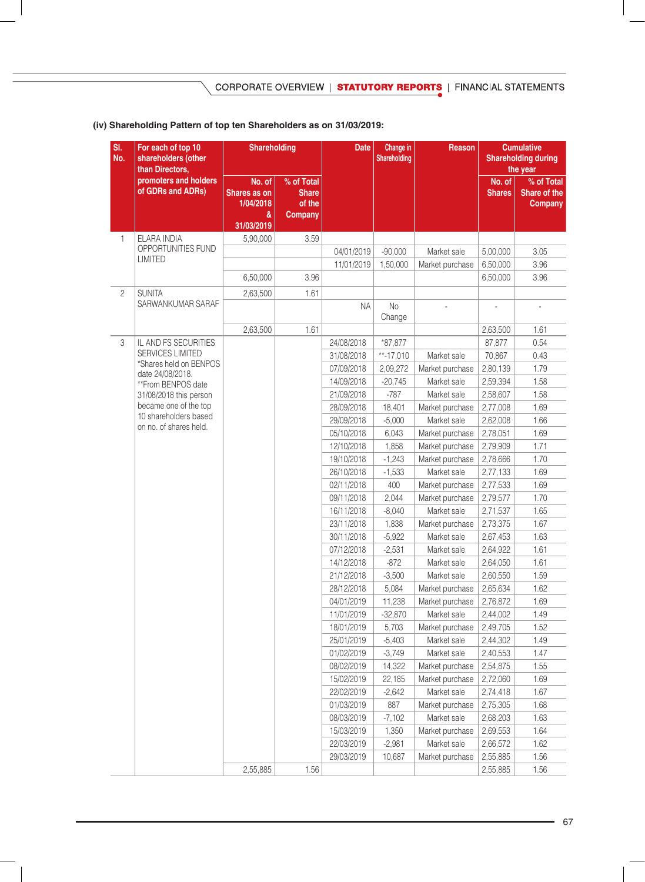### (iv) Shareholding Pattern of top ten Shareholders as on 31/03/2019:

| Sl. No. | For each of top 10 shareholders (other than Directors, promoters and holders of GDRs and ADRs) | Shareholding | | Date | Change in Shareholding | Reason | Cumulative Shareholding during the year | |
|---|---|---|---|---|---|---|---|---|
| | | No. of Shares as on 1/04/2018 & 31/03/2019 | % of Total Share of the Company | | | | No. of Shares | % of Total Share of the Company |
| 1 | ELARA INDIA OPPORTUNITIES FUND LIMITED | 5,90,000 | 3.59 | | | | | |
| | | | | 04/01/2019 | -90,000 | Market sale | 5,00,000 | 3.05 |
| | | | | 11/01/2019 | 1,50,000 | Market purchase | 6,50,000 | 3.96 |
| | | 6,50,000 | 3.96 | | | | 6,50,000 | 3.96 |
| 2 | SUNITA SARWANKUMAR SARAF | 2,63,500 | 1.61 | | | | | |
| | | | | NA | No Change | - | - | - |
| | | 2,63,500 | 1.61 | | | | 2,63,500 | 1.61 |
| 3 | IL AND FS SECURITIES SERVICES LIMITED *Shares held on BENPOS date 24/08/2018. **From BENPOS date 31/08/2018 this person became one of the top 10 shareholders based on no. of shares held. | | | 24/08/2018 | *87,877 | | 87,877 | 0.54 |
| | | | | 31/08/2018 | **-17,010 | Market sale | 70,867 | 0.43 |
| | | | | 07/09/2018 | 2,09,272 | Market purchase | 2,80,139 | 1.79 |
| | | | | 14/09/2018 | -20,745 | Market sale | 2,59,394 | 1.58 |
| | | | | 21/09/2018 | -787 | Market sale | 2,58,607 | 1.58 |
| | | | | 28/09/2018 | 18,401 | Market purchase | 2,77,008 | 1.69 |
| | | | | 29/09/2018 | -5,000 | Market sale | 2,62,008 | 1.66 |
| | | | | 05/10/2018 | 6,043 | Market purchase | 2,78,051 | 1.69 |
| | | | | 12/10/2018 | 1,858 | Market purchase | 2,79,909 | 1.71 |
| | | | | 19/10/2018 | -1,243 | Market purchase | 2,78,666 | 1.70 |
| | | | | 26/10/2018 | -1,533 | Market sale | 2,77,133 | 1.69 |
| | | | | 02/11/2018 | 400 | Market purchase | 2,77,533 | 1.69 |
| | | | | 09/11/2018 | 2,044 | Market purchase | 2,79,577 | 1.70 |
| | | | | 16/11/2018 | -8,040 | Market sale | 2,71,537 | 1.65 |
| | | | | 23/11/2018 | 1,838 | Market purchase | 2,73,375 | 1.67 |
| | | | | 30/11/2018 | -5,922 | Market sale | 2,67,453 | 1.63 |
| | | | | 07/12/2018 | -2,531 | Market sale | 2,64,922 | 1.61 |
| | | | | 14/12/2018 | -872 | Market sale | 2,64,050 | 1.61 |
| | | | | 21/12/2018 | -3,500 | Market sale | 2,60,550 | 1.59 |
| | | | | 28/12/2018 | 5,084 | Market purchase | 2,65,634 | 1.62 |
| | | | | 04/01/2019 | 11,238 | Market purchase | 2,76,872 | 1.69 |
| | | | | 11/01/2019 | -32,870 | Market sale | 2,44,002 | 1.49 |
| | | | | 18/01/2019 | 5,703 | Market purchase | 2,49,705 | 1.52 |
| | | | | 25/01/2019 | -5,403 | Market sale | 2,44,302 | 1.49 |
| | | | | 01/02/2019 | -3,749 | Market sale | 2,40,553 | 1.47 |
| | | | | 08/02/2019 | 14,322 | Market purchase | 2,54,875 | 1.55 |
| | | | | 15/02/2019 | 22,185 | Market purchase | 2,72,060 | 1.69 |
| | | | | 22/02/2019 | -2,642 | Market sale | 2,74,418 | 1.67 |
| | | | | 01/03/2019 | 887 | Market purchase | 2,75,305 | 1.68 |
| | | | | 08/03/2019 | -7,102 | Market sale | 2,68,203 | 1.63 |
| | | | | 15/03/2019 | 1,350 | Market purchase | 2,69,553 | 1.64 |
| | | | | 22/03/2019 | -2,981 | Market sale | 2,66,572 | 1.62 |
| | | | | 29/03/2019 | 10,687 | Market purchase | 2,55,885 | 1.56 |
| | | 2,55,885 | 1.56 | | | | 2,55,885 | 1.56 |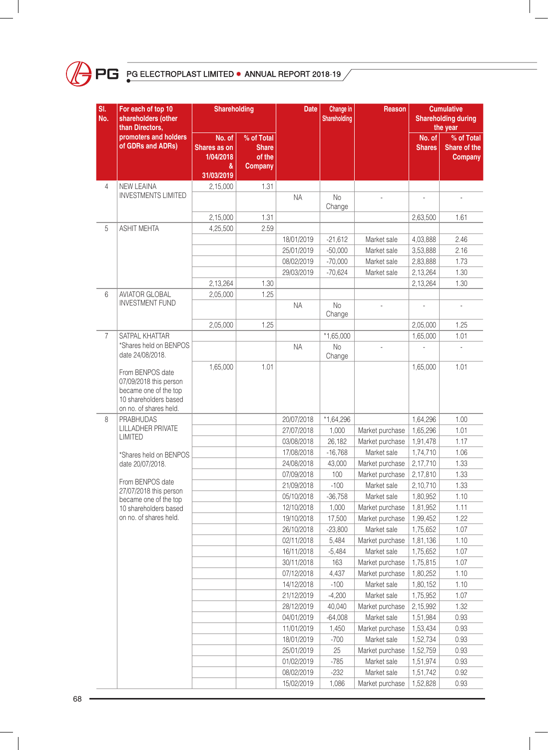| Sl. No. | For each of top 10 shareholders (other than Directors, promoters and holders of GDRs and ADRs) | Shareholding | | Date | Change in Shareholding | Reason | Cumulative Shareholding during the year | |
|---|---|---|---|---|---|---|---|---|
| | | No. of Shares as on 1/04/2018 & 31/03/2019 | % of Total Share of the Company | | | | No. of Shares | % of Total Share of the Company |
| 4 | NEW LEAINA INVESTMENTS LIMITED | 2,15,000 | 1.31 | | | | | |
| | | | | NA | No Change | - | - | - |
| | | 2,15,000 | 1.31 | | | | 2,63,500 | 1.61 |
| 5 | ASHIT MEHTA | 4,25,500 | 2.59 | | | | | |
| | | | | 18/01/2019 | -21,612 | Market sale | 4,03,888 | 2.46 |
| | | | | 25/01/2019 | -50,000 | Market sale | 3,53,888 | 2.16 |
| | | | | 08/02/2019 | -70,000 | Market sale | 2,83,888 | 1.73 |
| | | | | 29/03/2019 | -70,624 | Market sale | 2,13,264 | 1.30 |
| | | 2,13,264 | 1.30 | | | | 2,13,264 | 1.30 |
| 6 | AVIATOR GLOBAL INVESTMENT FUND | 2,05,000 | 1.25 | | | | | |
| | | | | NA | No Change | - | - | - |
| | | 2,05,000 | 1.25 | | | | 2,05,000 | 1.25 |
| 7 | SATPAL KHATTAR *Shares held on BENPOS date 24/08/2018. | | | | *1,65,000 | | 1,65,000 | 1.01 |
| | | | | NA | No Change | - | - | - |
| | From BENPOS date 07/09/2018 this person became one of the top 10 shareholders based on no. of shares held. | 1,65,000 | 1.01 | | | | 1,65,000 | 1.01 |
| 8 | PRABHUDAS LILLADHER PRIVATE LIMITED | | | 20/07/2018 | *1,64,296 | | 1,64,296 | 1.00 |
| | | | | 27/07/2018 | 1,000 | Market purchase | 1,65,296 | 1.01 |
| | | | | 03/08/2018 | 26,182 | Market purchase | 1,91,478 | 1.17 |
| | *Shares held on BENPOS date 20/07/2018. | | | 17/08/2018 | -16,768 | Market sale | 1,74,710 | 1.06 |
| | | | | 24/08/2018 | 43,000 | Market purchase | 2,17,710 | 1.33 |
| | | | | 07/09/2018 | 100 | Market purchase | 2,17,810 | 1.33 |
| | From BENPOS date 27/07/2018 this person became one of the top 10 shareholders based on no. of shares held. | | | 21/09/2018 | -100 | Market sale | 2,10,710 | 1.33 |
| | | | | 05/10/2018 | -36,758 | Market sale | 1,80,952 | 1.10 |
| | | | | 12/10/2018 | 1,000 | Market purchase | 1,81,952 | 1.11 |
| | | | | 19/10/2018 | 17,500 | Market purchase | 1,99,452 | 1.22 |
| | | | | 26/10/2018 | -23,800 | Market sale | 1,75,652 | 1.07 |
| | | | | 02/11/2018 | 5,484 | Market purchase | 1,81,136 | 1.10 |
| | | | | 16/11/2018 | -5,484 | Market sale | 1,75,652 | 1.07 |
| | | | | 30/11/2018 | 163 | Market purchase | 1,75,815 | 1.07 |
| | | | | 07/12/2018 | 4,437 | Market purchase | 1,80,252 | 1.10 |
| | | | | 14/12/2018 | -100 | Market sale | 1,80,152 | 1.10 |
| | | | | 21/12/2019 | -4,200 | Market sale | 1,75,952 | 1.07 |
| | | | | 28/12/2019 | 40,040 | Market purchase | 2,15,992 | 1.32 |
| | | | | 04/01/2019 | -64,008 | Market sale | 1,51,984 | 0.93 |
| | | | | 11/01/2019 | 1,450 | Market purchase | 1,53,434 | 0.93 |
| | | | | 18/01/2019 | -700 | Market sale | 1,52,734 | 0.93 |
| | | | | 25/01/2019 | 25 | Market purchase | 1,52,759 | 0.93 |
| | | | | 01/02/2019 | -785 | Market sale | 1,51,974 | 0.93 |
| | | | | 08/02/2019 | -232 | Market sale | 1,51,742 | 0.92 |
| | | | | 15/02/2019 | 1,086 | Market purchase | 1,52,828 | 0.93 |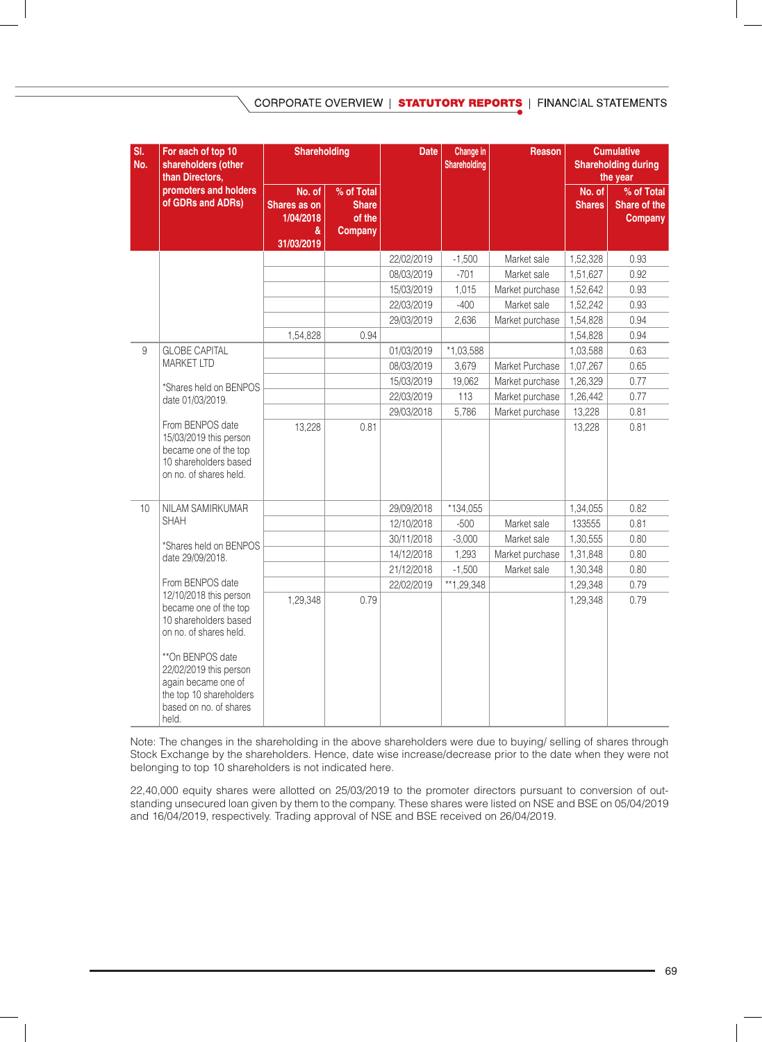| Sl. No. | For each of top 10 shareholders (other than Directors, promoters and holders of GDRs and ADRs) | Shareholding | | Date | Change in Shareholding | Reason | Cumulative Shareholding during the year | |
|---|---|---|---|---|---|---|---|---|
| | | No. of Shares as on 1/04/2018 & 31/03/2019 | % of Total Share of the Company | | | | No. of Shares | % of Total Share of the Company |
| | | | | 22/02/2019 | -1,500 | Market sale | 1,52,328 | 0.93 |
| | | | | 08/03/2019 | -701 | Market sale | 1,51,627 | 0.92 |
| | | | | 15/03/2019 | 1,015 | Market purchase | 1,52,642 | 0.93 |
| | | | | 22/03/2019 | -400 | Market sale | 1,52,242 | 0.93 |
| | | | | 29/03/2019 | 2,636 | Market purchase | 1,54,828 | 0.94 |
| | | 1,54,828 | 0.94 | | | | 1,54,828 | 0.94 |
| 9 | GLOBE CAPITAL MARKET LTD | | | 01/03/2019 | *1,03,588 | | 1,03,588 | 0.63 |
| | | | | 08/03/2019 | 3,679 | Market Purchase | 1,07,267 | 0.65 |
| | *Shares held on BENPOS date 01/03/2019. | | | 15/03/2019 | 19,062 | Market purchase | 1,26,329 | 0.77 |
| | | | | 22/03/2019 | 113 | Market purchase | 1,26,442 | 0.77 |
| | | | | 29/03/2019 | 5,786 | Market purchase | 13,228 | 0.81 |
| | From BENPOS date 15/03/2019 this person became one of the top 10 shareholders based on no. of shares held. | 13,228 | 0.81 | | | | 13,228 | 0.81 |
| 10 | NILAM SAMIRKUMAR SHAH | | | 29/09/2018 | *134,055 | | 1,34,055 | 0.82 |
| | | | | 12/10/2018 | -500 | Market sale | 133555 | 0.81 |
| | *Shares held on BENPOS date 29/09/2018. | | | 30/11/2018 | -3,000 | Market sale | 1,30,555 | 0.80 |
| | | | | 14/12/2018 | 1,293 | Market purchase | 1,31,848 | 0.80 |
| | | | | 21/12/2018 | -1,500 | Market sale | 1,30,348 | 0.80 |
| | | | | 22/02/2019 | **1,29,348 | | 1,29,348 | 0.79 |
| | From BENPOS date 12/10/2018 this person became one of the top 10 shareholders based on no. of shares held. **On BENPOS date 22/02/2019 this person again became one of the top 10 shareholders based on no. of shares held. | 1,29,348 | 0.79 | | | | 1,29,348 | 0.79 |

Note: The changes in the shareholding in the above shareholders were due to buying/ selling of shares through Stock Exchange by the shareholders. Hence, date wise increase/decrease prior to the date when they were not belonging to top 10 shareholders is not indicated here.

22,40,000 equity shares were allotted on 25/03/2019 to the promoter directors pursuant to conversion of outstanding unsecured loan given by them to the company. These shares were listed on NSE and BSE on 05/04/2019 and 16/04/2019, respectively. Trading approval of NSE and BSE received on 26/04/2019.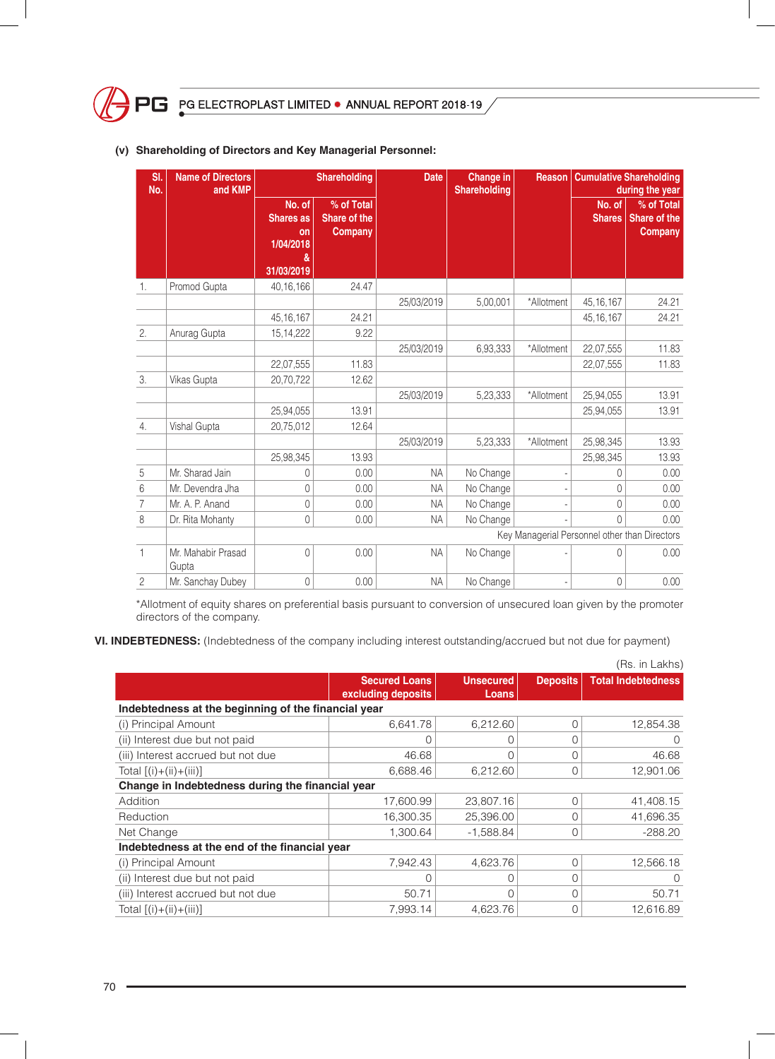### (v) Shareholding of Directors and Key Managerial Personnel:

| Sl. No. | Name of Directors and KMP | Shareholding | | Date | Change in Shareholding | Reason | Cumulative Shareholding during the year | |
|---|---|---|---|---|---|---|---|---|
| | | No. of Shares as on 1/04/2018 & 31/03/2019 | % of Total Share of the Company | | | | No. of Shares | % of Total Share of the Company |
| 1. | Promod Gupta | 40,16,166 | 24.47 | | | | | |
| | | | | 25/03/2019 | 5,00,001 | *Allotment | 45,16,167 | 24.21 |
| | | 45,16,167 | 24.21 | | | | 45,16,167 | 24.21 |
| 2. | Anurag Gupta | 15,14,222 | 9.22 | | | | | |
| | | | | 25/03/2019 | 6,93,333 | *Allotment | 22,07,555 | 11.83 |
| | | 22,07,555 | 11.83 | | | | 22,07,555 | 11.83 |
| 3. | Vikas Gupta | 20,70,722 | 12.62 | | | | | |
| | | | | 25/03/2019 | 5,23,333 | *Allotment | 25,94,055 | 13.91 |
| | | 25,94,055 | 13.91 | | | | 25,94,055 | 13.91 |
| 4. | Vishal Gupta | 20,75,012 | 12.64 | | | | | |
| | | | | 25/03/2019 | 5,23,333 | *Allotment | 25,98,345 | 13.93 |
| | | 25,98,345 | 13.93 | | | | 25,98,345 | 13.93 |
| 5 | Mr. Sharad Jain | 0 | 0.00 | NA | No Change | - | 0 | 0.00 |
| 6 | Mr. Devendra Jha | 0 | 0.00 | NA | No Change | - | 0 | 0.00 |
| 7 | Mr. A. P. Anand | 0 | 0.00 | NA | No Change | - | 0 | 0.00 |
| 8 | Dr. Rita Mohanty | 0 | 0.00 | NA | No Change | - | 0 | 0.00 |
| | | Key Managerial Personnel other than Directors | | | | | | |
| 1 | Mr. Mahabir Prasad Gupta | 0 | 0.00 | NA | No Change | - | 0 | 0.00 |
| 2 | Mr. Sanchay Dubey | 0 | 0.00 | NA | No Change | - | 0 | 0.00 |

*Allotment of equity shares on preferential basis pursuant to conversion of unsecured loan given by the promoter directors of the company.

### VI. INDEBTEDNESS: (Indebtedness of the company including interest outstanding/accrued but not due for payment)

(Rs. in Lakhs)

| | Secured Loans excluding deposits | Unsecured Loans | Deposits | Total Indebtedness |
|---|---|---|---|---|
| **Indebtedness at the beginning of the financial year** | | | | |
| (i) Principal Amount | 6,641.78 | 6,212.60 | 0 | 12,854.38 |
| (ii) Interest due but not paid | 0 | 0 | 0 | 0 |
| (iii) Interest accrued but not due | 46.68 | 0 | 0 | 46.68 |
| Total [(i)+(ii)+(iii)] | 6,688.46 | 6,212.60 | 0 | 12,901.06 |
| **Change in Indebtedness during the financial year** | | | | |
| Addition | 17,600.99 | 23,807.16 | 0 | 41,408.15 |
| Reduction | 16,300.35 | 25,396.00 | 0 | 41,696.35 |
| Net Change | 1,300.64 | -1,588.84 | 0 | -288.20 |
| **Indebtedness at the end of the financial year** | | | | |
| (i) Principal Amount | 7,942.43 | 4,623.76 | 0 | 12,566.18 |
| (ii) Interest due but not paid | 0 | 0 | 0 | 0 |
| (iii) Interest accrued but not due | 50.71 | 0 | 0 | 50.71 |
| Total [(i)+(ii)+(iii)] | 7,993.14 | 4,623.76 | 0 | 12,616.89 |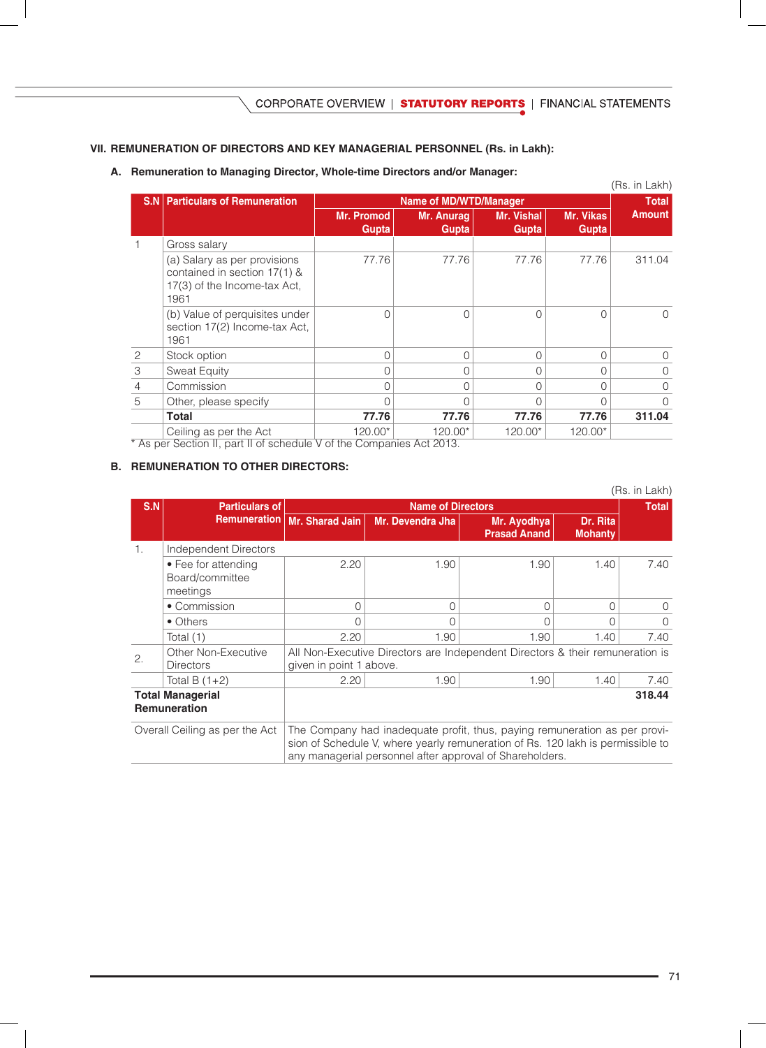## VII. REMUNERATION OF DIRECTORS AND KEY MANAGERIAL PERSONNEL (Rs. in Lakh):

### A. Remuneration to Managing Director, Whole-time Directors and/or Manager:

(Rs. in Lakh)

| S.N | Particulars of Remuneration | Name of MD/WTD/Manager | | | | Total Amount |
|---|---|---|---|---|---|---|
| | | Mr. Promod Gupta | Mr. Anurag Gupta | Mr. Vishal Gupta | Mr. Vikas Gupta | |
| 1 | Gross salary | | | | | |
| | (a) Salary as per provisions contained in section 17(1) & 17(3) of the Income-tax Act, 1961 | 77.76 | 77.76 | 77.76 | 77.76 | 311.04 |
| | (b) Value of perquisites under section 17(2) Income-tax Act, 1961 | 0 | 0 | 0 | 0 | 0 |
| 2 | Stock option | 0 | 0 | 0 | 0 | 0 |
| 3 | Sweat Equity | 0 | 0 | 0 | 0 | 0 |
| 4 | Commission | 0 | 0 | 0 | 0 | 0 |
| 5 | Other, please specify | 0 | 0 | 0 | 0 | 0 |
| | **Total** | **77.76** | **77.76** | **77.76** | **77.76** | **311.04** |
| | Ceiling as per the Act | 120.00* | 120.00* | 120.00* | 120.00* | |

\* As per Section II, part II of schedule V of the Companies Act 2013.

### B. REMUNERATION TO OTHER DIRECTORS:

(Rs. in Lakh)

| S.N | Particulars of Remuneration | Name of Directors | | | | Total |
|---|---|---|---|---|---|---|
| | | Mr. Sharad Jain | Mr. Devendra Jha | Mr. Ayodhya Prasad Anand | Dr. Rita Mohanty | |
| 1. | Independent Directors | | | | | |
| | • Fee for attending Board/committee meetings | 2.20 | 1.90 | 1.90 | 1.40 | 7.40 |
| | • Commission | 0 | 0 | 0 | 0 | 0 |
| | • Others | 0 | 0 | 0 | 0 | 0 |
| | Total (1) | 2.20 | 1.90 | 1.90 | 1.40 | 7.40 |
| 2. | Other Non-Executive Directors | All Non-Executive Directors are Independent Directors & their remuneration is given in point 1 above. | | | | |
| | Total B (1+2) | 2.20 | 1.90 | 1.90 | 1.40 | 7.40 |
| **Total Managerial Remuneration** | | | | | | **318.44** |
| Overall Ceiling as per the Act | | The Company had inadequate profit, thus, paying remuneration as per provision of Schedule V, where yearly remuneration of Rs. 120 lakh is permissible to any managerial personnel after approval of Shareholders. | | | | |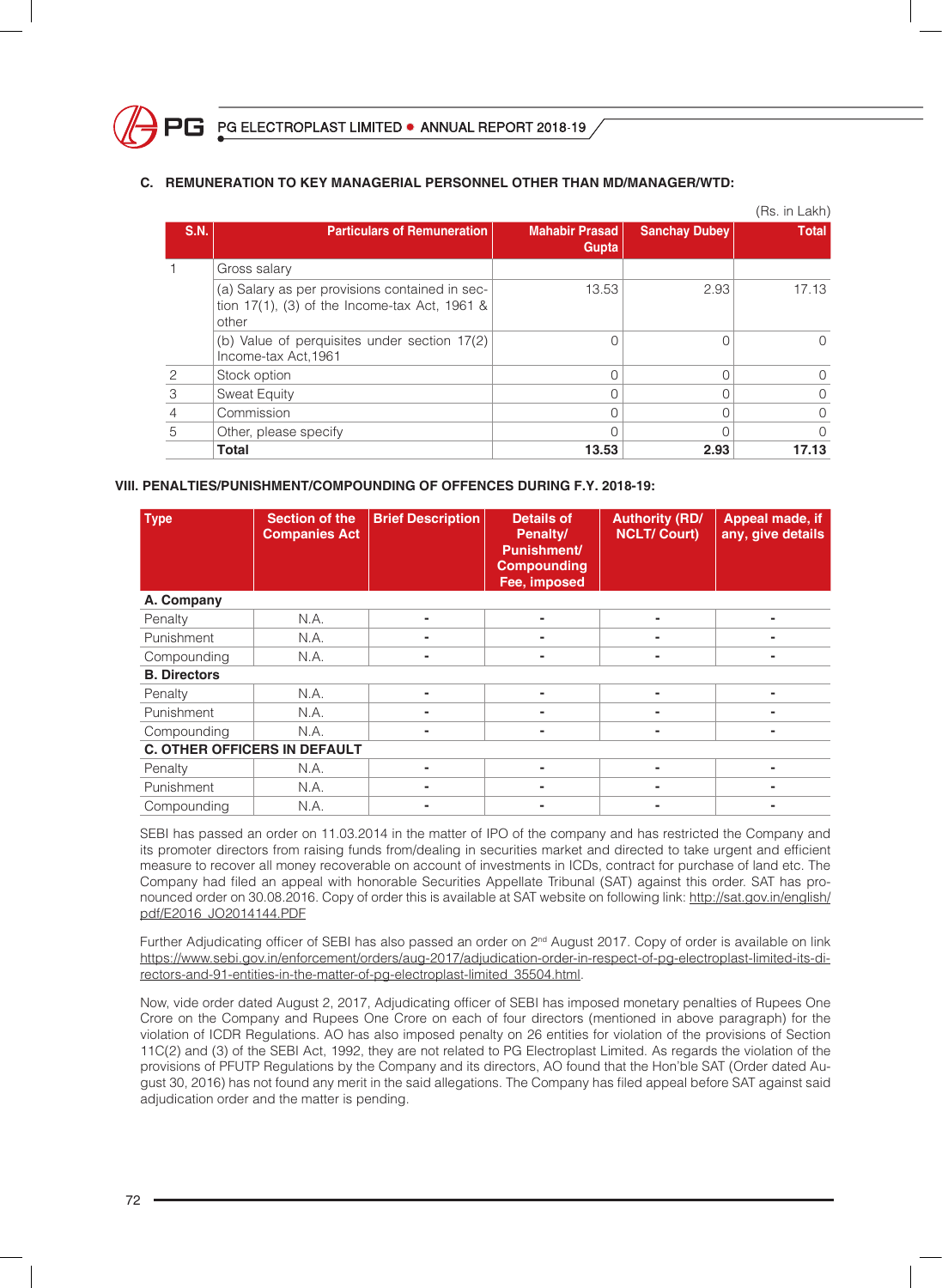### C. REMUNERATION TO KEY MANAGERIAL PERSONNEL OTHER THAN MD/MANAGER/WTD:

(Rs. in Lakh)

| S.N. | Particulars of Remuneration | Mahabir Prasad Gupta | Sanchay Dubey | Total |
|---|---|---|---|---|
| 1 | Gross salary | | | |
| | (a) Salary as per provisions contained in section 17(1), (3) of the Income-tax Act, 1961 & other | 13.53 | 2.93 | 17.13 |
| | (b) Value of perquisites under section 17(2) Income-tax Act,1961 | 0 | 0 | 0 |
| 2 | Stock option | 0 | 0 | 0 |
| 3 | Sweat Equity | 0 | 0 | 0 |
| 4 | Commission | 0 | 0 | 0 |
| 5 | Other, please specify | 0 | 0 | 0 |
| | **Total** | **13.53** | **2.93** | **17.13** |

### VIII. PENALTIES/PUNISHMENT/COMPOUNDING OF OFFENCES DURING F.Y. 2018-19:

| Type | Section of the Companies Act | Brief Description | Details of Penalty/ Punishment/ Compounding Fee, imposed | Authority (RD/ NCLT/ Court) | Appeal made, if any, give details |
|---|---|---|---|---|---|
| **A. Company** | | | | | |
| Penalty | N.A. | - | - | - | - |
| Punishment | N.A. | - | - | - | - |
| Compounding | N.A. | - | - | - | - |
| **B. Directors** | | | | | |
| Penalty | N.A. | - | - | - | - |
| Punishment | N.A. | - | - | - | - |
| Compounding | N.A. | - | - | - | - |
| **C. OTHER OFFICERS IN DEFAULT** | | | | | |
| Penalty | N.A. | - | - | - | - |
| Punishment | N.A. | - | - | - | - |
| Compounding | N.A. | - | - | - | - |

SEBI has passed an order on 11.03.2014 in the matter of IPO of the company and has restricted the Company and its promoter directors from raising funds from/dealing in securities market and directed to take urgent and efficient measure to recover all money recoverable on account of investments in ICDs, contract for purchase of land etc. The Company had filed an appeal with honorable Securities Appellate Tribunal (SAT) against this order. SAT has pronounced order on 30.08.2016. Copy of order this is available at SAT website on following link: http://sat.gov.in/english/pdf/E2016_JO2014144.PDF

Further Adjudicating officer of SEBI has also passed an order on 2nd August 2017. Copy of order is available on link https://www.sebi.gov.in/enforcement/orders/aug-2017/adjudication-order-in-respect-of-pg-electroplast-limited-its-directors-and-91-entities-in-the-matter-of-pg-electroplast-limited_35504.html.

Now, vide order dated August 2, 2017, Adjudicating officer of SEBI has imposed monetary penalties of Rupees One Crore on the Company and Rupees One Crore on each of four directors (mentioned in above paragraph) for the violation of ICDR Regulations. AO has also imposed penalty on 26 entities for violation of the provisions of Section 11C(2) and (3) of the SEBI Act, 1992, they are not related to PG Electroplast Limited. As regards the violation of the provisions of PFUTP Regulations by the Company and its directors, AO found that the Hon'ble SAT (Order dated August 30, 2016) has not found any merit in the said allegations. The Company has filed appeal before SAT against said adjudication order and the matter is pending.